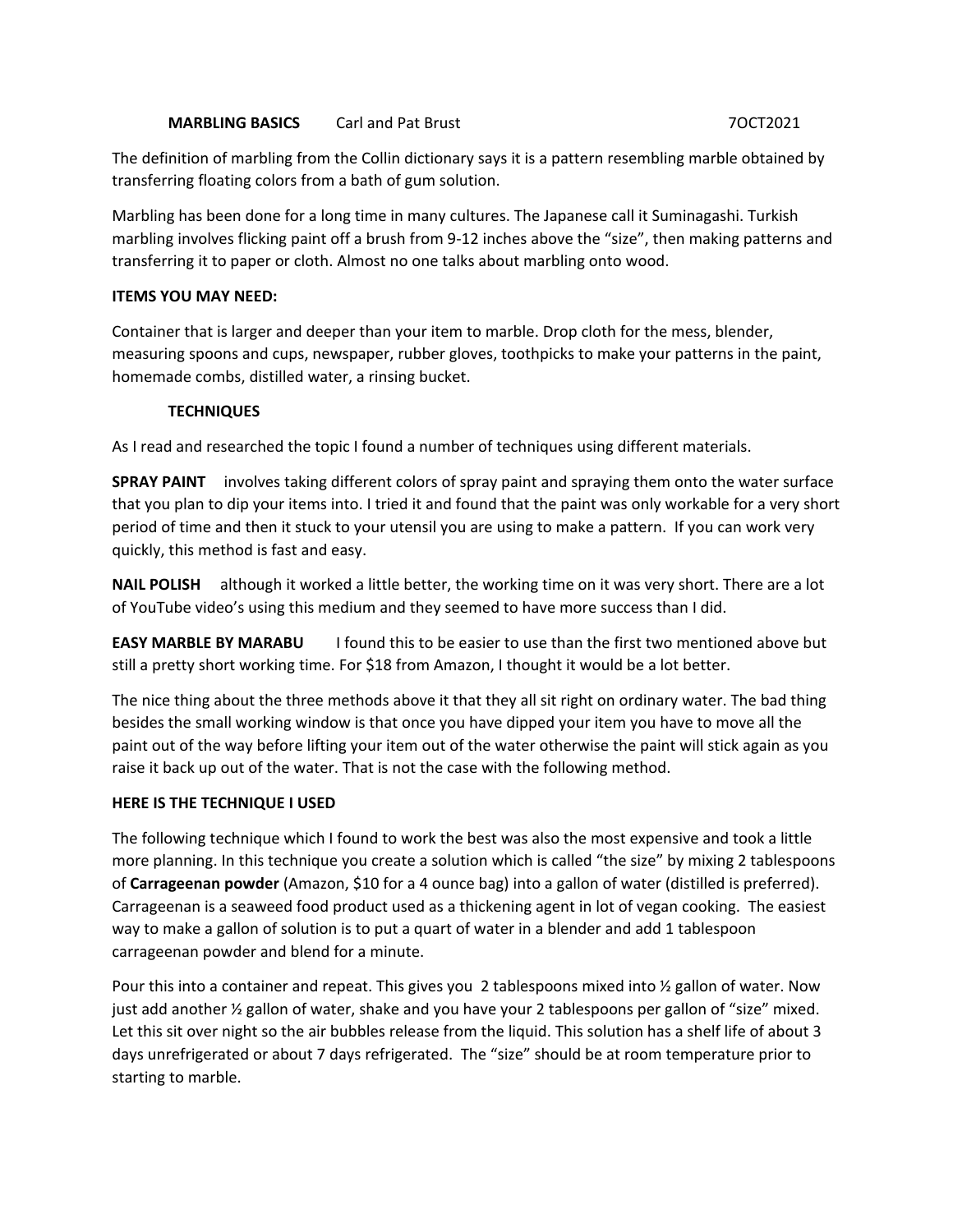**MARBLING BASICS** Carl and Pat Brust 7OCT2021

The definition of marbling from the Collin dictionary says it is a pattern resembling marble obtained by transferring floating colors from a bath of gum solution.

Marbling has been done for a long time in many cultures. The Japanese call it Suminagashi. Turkish marbling involves flicking paint off a brush from 9-12 inches above the "size", then making patterns and transferring it to paper or cloth. Almost no one talks about marbling onto wood.

**ITEMS YOU MAY NEED:**

Container that is larger and deeper than your item to marble. Drop cloth for the mess, blender, measuring spoons and cups, newspaper, rubber gloves, toothpicks to make your patterns in the paint, homemade combs, distilled water, a rinsing bucket.

**TECHNIQUES**

As I read and researched the topic I found a number of techniques using different materials.

**SPRAY PAINT** involves taking different colors of spray paint and spraying them onto the water surface that you plan to dip your items into. I tried it and found that the paint was only workable for a very short period of time and then it stuck to your utensil you are using to make a pattern. If you can work very quickly, this method is fast and easy.

**NAIL POLISH** although it worked a little better, the working time on it was very short. There are a lot of YouTube video's using this medium and they seemed to have more success than I did.

**EASY MARBLE BY MARABU** I found this to be easier to use than the first two mentioned above but still a pretty short working time. For $18 from Amazon, I thought it would be a lot better.

The nice thing about the three methods above it that they all sit right on ordinary water. The bad thing besides the small working window is that once you have dipped your item you have to move all the paint out of the way before lifting your item out of the water otherwise the paint will stick again as you raise it back up out of the water. That is not the case with the following method.

**HERE IS THE TECHNIQUE I USED**

The following technique which I found to work the best was also the most expensive and took a little more planning. In this technique you create a solution which is called "the size" by mixing 2 tablespoons of **Carrageenan powder** (Amazon, $10 for a 4 ounce bag) into a gallon of water (distilled is preferred). Carrageenan is a seaweed food product used as a thickening agent in lot of vegan cooking. The easiest way to make a gallon of solution is to put a quart of water in a blender and add 1 tablespoon carrageenan powder and blend for a minute.

Pour this into a container and repeat. This gives you 2 tablespoons mixed into ½ gallon of water. Now just add another ½ gallon of water, shake and you have your 2 tablespoons per gallon of "size" mixed. Let this sit over night so the air bubbles release from the liquid. This solution has a shelf life of about 3 days unrefrigerated or about 7 days refrigerated. The "size" should be at room temperature prior to starting to marble.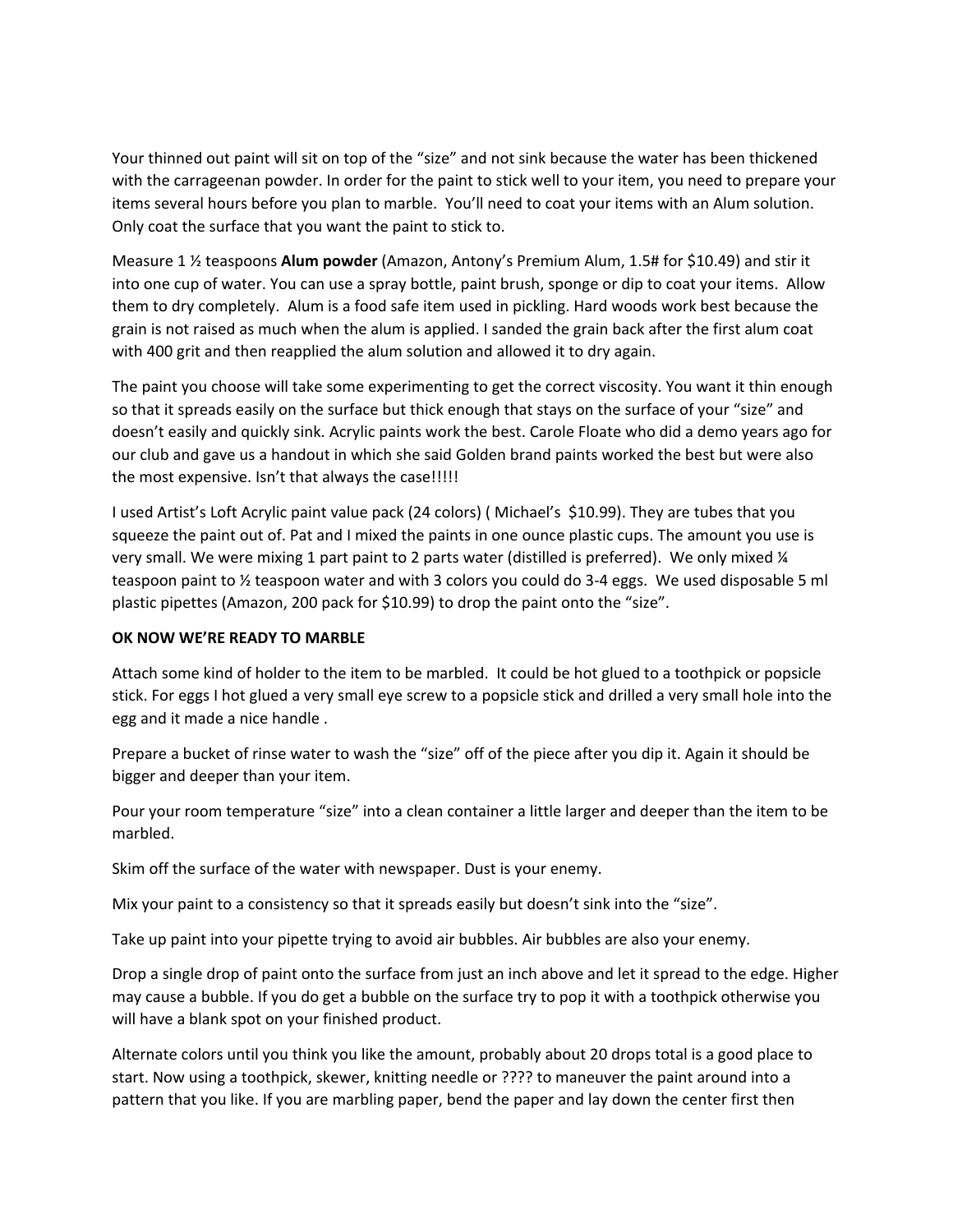Your thinned out paint will sit on top of the "size" and not sink because the water has been thickened with the carrageenan powder. In order for the paint to stick well to your item, you need to prepare your items several hours before you plan to marble. You'll need to coat your items with an Alum solution. Only coat the surface that you want the paint to stick to.

Measure 1 ½ teaspoons **Alum powder** (Amazon, Antony's Premium Alum, 1.5# for $10.49) and stir it into one cup of water. You can use a spray bottle, paint brush, sponge or dip to coat your items. Allow them to dry completely. Alum is a food safe item used in pickling. Hard woods work best because the grain is not raised as much when the alum is applied. I sanded the grain back after the first alum coat with 400 grit and then reapplied the alum solution and allowed it to dry again.

The paint you choose will take some experimenting to get the correct viscosity. You want it thin enough so that it spreads easily on the surface but thick enough that stays on the surface of your "size" and doesn't easily and quickly sink. Acrylic paints work the best. Carole Floate who did a demo years ago for our club and gave us a handout in which she said Golden brand paints worked the best but were also the most expensive. Isn't that always the case!!!!!

I used Artist's Loft Acrylic paint value pack (24 colors) ( Michael's $10.99). They are tubes that you squeeze the paint out of. Pat and I mixed the paints in one ounce plastic cups. The amount you use is very small. We were mixing 1 part paint to 2 parts water (distilled is preferred). We only mixed ¼ teaspoon paint to ½ teaspoon water and with 3 colors you could do 3-4 eggs. We used disposable 5 ml plastic pipettes (Amazon, 200 pack for $10.99) to drop the paint onto the "size".

**OK NOW WE'RE READY TO MARBLE**

Attach some kind of holder to the item to be marbled. It could be hot glued to a toothpick or popsicle stick. For eggs I hot glued a very small eye screw to a popsicle stick and drilled a very small hole into the egg and it made a nice handle .

Prepare a bucket of rinse water to wash the "size" off of the piece after you dip it. Again it should be bigger and deeper than your item.

Pour your room temperature "size" into a clean container a little larger and deeper than the item to be marbled.

Skim off the surface of the water with newspaper. Dust is your enemy.

Mix your paint to a consistency so that it spreads easily but doesn't sink into the "size".

Take up paint into your pipette trying to avoid air bubbles. Air bubbles are also your enemy.

Drop a single drop of paint onto the surface from just an inch above and let it spread to the edge. Higher may cause a bubble. If you do get a bubble on the surface try to pop it with a toothpick otherwise you will have a blank spot on your finished product.

Alternate colors until you think you like the amount, probably about 20 drops total is a good place to start. Now using a toothpick, skewer, knitting needle or ???? to maneuver the paint around into a pattern that you like. If you are marbling paper, bend the paper and lay down the center first then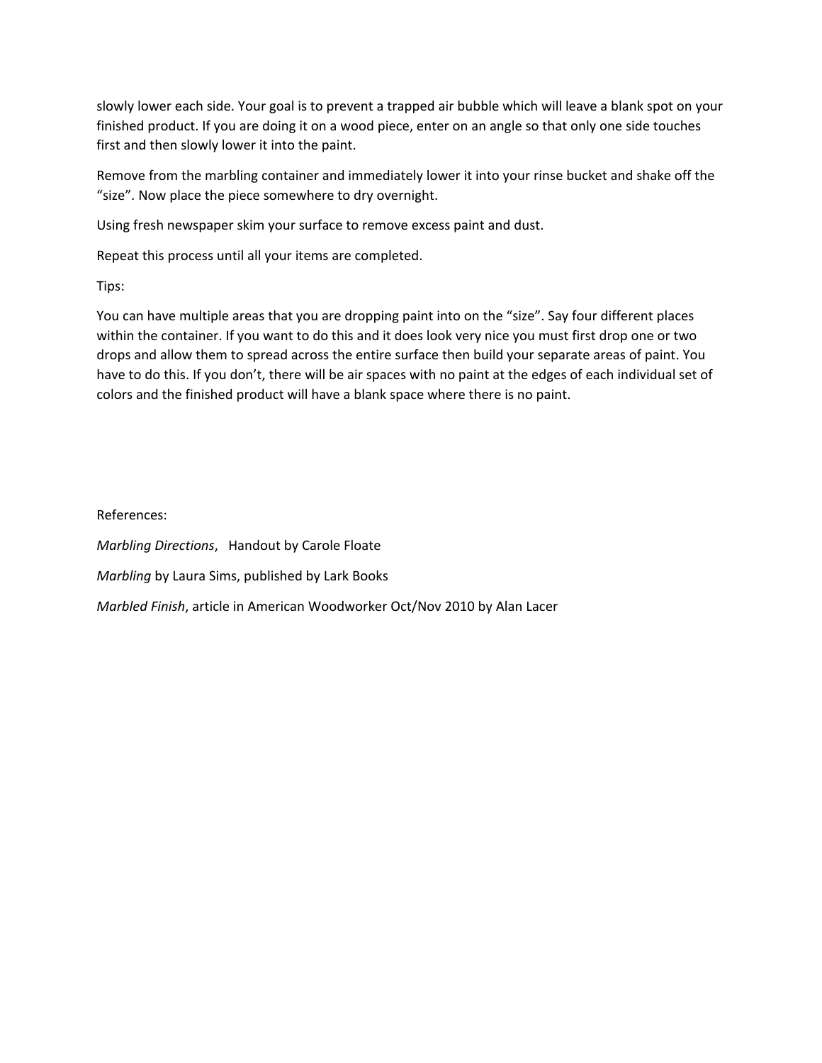slowly lower each side. Your goal is to prevent a trapped air bubble which will leave a blank spot on your finished product. If you are doing it on a wood piece, enter on an angle so that only one side touches first and then slowly lower it into the paint.

Remove from the marbling container and immediately lower it into your rinse bucket and shake off the "size". Now place the piece somewhere to dry overnight.

Using fresh newspaper skim your surface to remove excess paint and dust.

Repeat this process until all your items are completed.

Tips:

You can have multiple areas that you are dropping paint into on the "size". Say four different places within the container. If you want to do this and it does look very nice you must first drop one or two drops and allow them to spread across the entire surface then build your separate areas of paint. You have to do this. If you don't, there will be air spaces with no paint at the edges of each individual set of colors and the finished product will have a blank space where there is no paint.

References:

*Marbling Directions*, Handout by Carole Floate

*Marbling* by Laura Sims, published by Lark Books

*Marbled Finish*, article in American Woodworker Oct/Nov 2010 by Alan Lacer